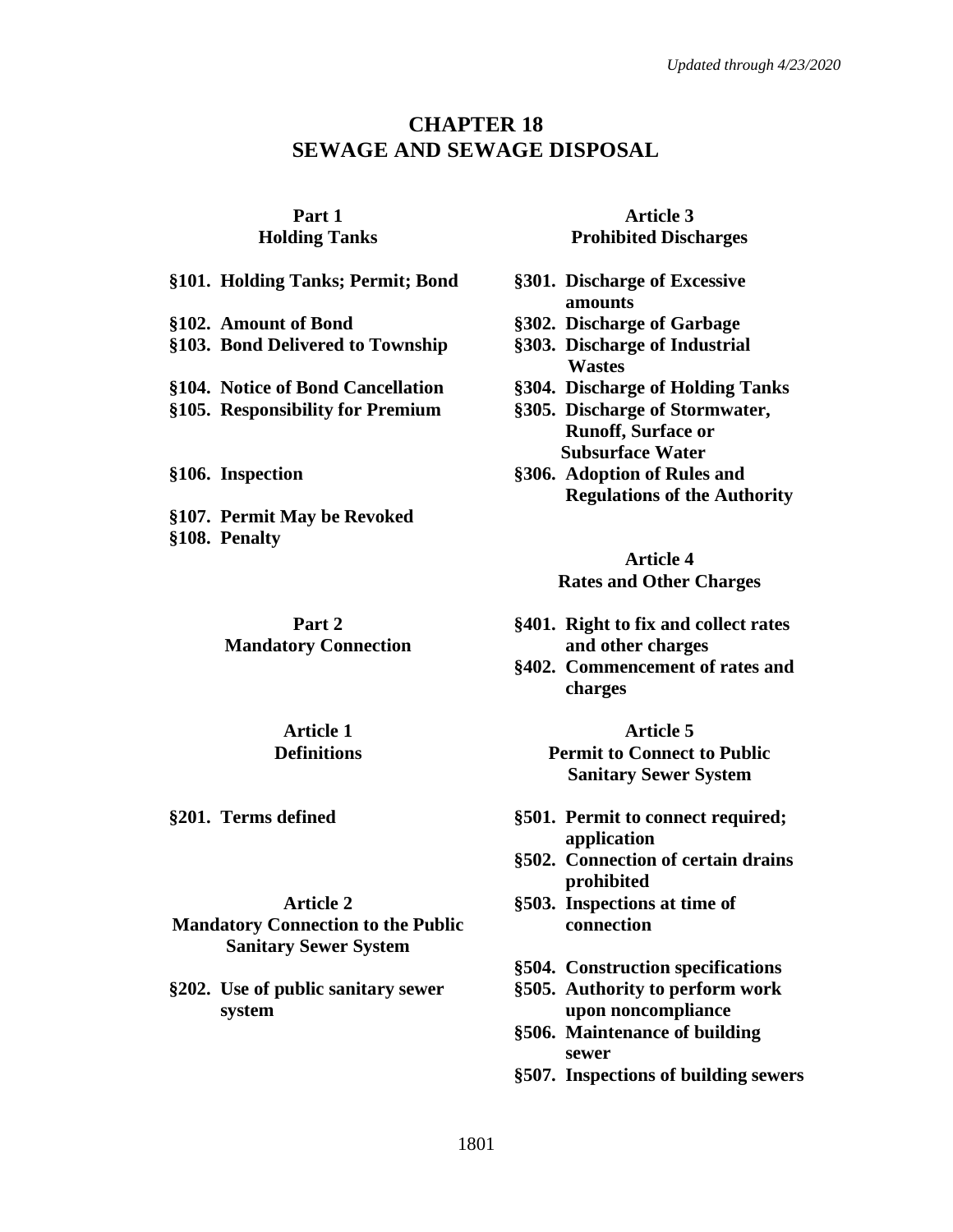*Updated through 4/23/2020*

# CHAPTER 18
# SEWAGE AND SEWAGE DISPOSAL

## Part 1
## Holding Tanks

**§101. Holding Tanks; Permit; Bond**

**§102. Amount of Bond**

**§103. Bond Delivered to Township**

**§104. Notice of Bond Cancellation**

**§105. Responsibility for Premium**

**§106. Inspection**

**§107. Permit May be Revoked**

**§108. Penalty**

## Part 2
## Mandatory Connection

### Article 1
### Definitions

**§201. Terms defined**

### Article 2
### Mandatory Connection to the Public Sanitary Sewer System

**§202. Use of public sanitary sewer system**

### Article 3
### Prohibited Discharges

**§301. Discharge of Excessive amounts**

**§302. Discharge of Garbage**

**§303. Discharge of Industrial Wastes**

**§304. Discharge of Holding Tanks**

**§305. Discharge of Stormwater, Runoff, Surface or Subsurface Water**

**§306. Adoption of Rules and Regulations of the Authority**

### Article 4
### Rates and Other Charges

**§401. Right to fix and collect rates and other charges**

**§402. Commencement of rates and charges**

### Article 5
### Permit to Connect to Public Sanitary Sewer System

**§501. Permit to connect required; application**

**§502. Connection of certain drains prohibited**

**§503. Inspections at time of connection**

**§504. Construction specifications**

**§505. Authority to perform work upon noncompliance**

**§506. Maintenance of building sewer**

**§507. Inspections of building sewers**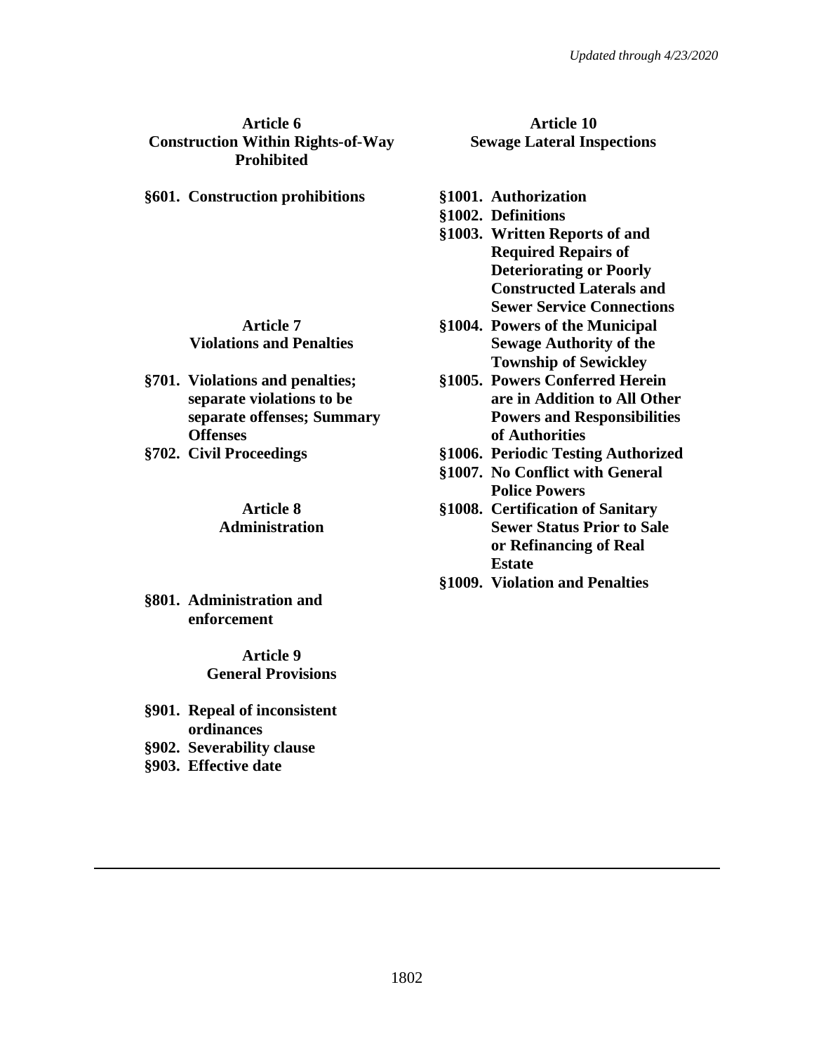*Updated through 4/23/2020*

**Article 6**
**Construction Within Rights-of-Way Prohibited**

**§601. Construction prohibitions**

**Article 7**
**Violations and Penalties**

**§701. Violations and penalties; separate violations to be separate offenses; Summary Offenses**
**§702. Civil Proceedings**

**Article 8**
**Administration**

**§801. Administration and enforcement**

**Article 9**
**General Provisions**

**§901. Repeal of inconsistent ordinances**
**§902. Severability clause**
**§903. Effective date**

**Article 10**
**Sewage Lateral Inspections**

**§1001. Authorization**
**§1002. Definitions**
**§1003. Written Reports of and Required Repairs of Deteriorating or Poorly Constructed Laterals and Sewer Service Connections**
**§1004. Powers of the Municipal Sewage Authority of the Township of Sewickley**
**§1005. Powers Conferred Herein are in Addition to All Other Powers and Responsibilities of Authorities**
**§1006. Periodic Testing Authorized**
**§1007. No Conflict with General Police Powers**
**§1008. Certification of Sanitary Sewer Status Prior to Sale or Refinancing of Real Estate**
**§1009. Violation and Penalties**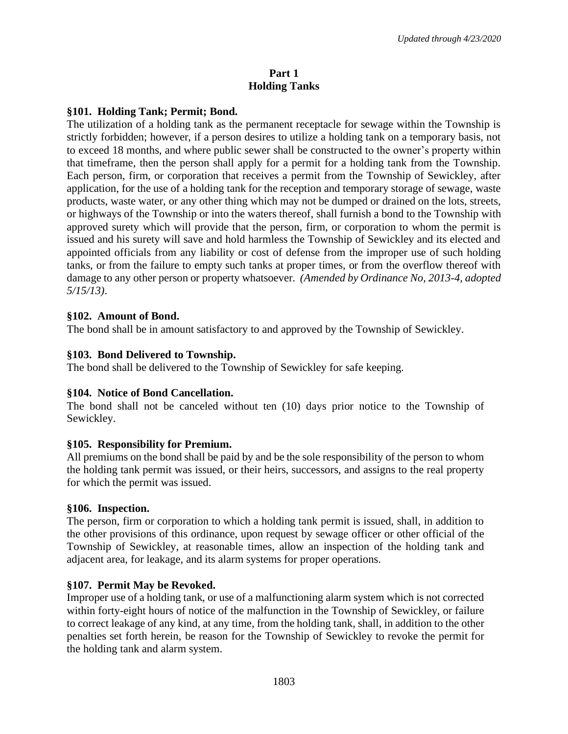# Part 1
# Holding Tanks

## §101. Holding Tank; Permit; Bond.

The utilization of a holding tank as the permanent receptacle for sewage within the Township is strictly forbidden; however, if a person desires to utilize a holding tank on a temporary basis, not to exceed 18 months, and where public sewer shall be constructed to the owner's property within that timeframe, then the person shall apply for a permit for a holding tank from the Township. Each person, firm, or corporation that receives a permit from the Township of Sewickley, after application, for the use of a holding tank for the reception and temporary storage of sewage, waste products, waste water, or any other thing which may not be dumped or drained on the lots, streets, or highways of the Township or into the waters thereof, shall furnish a bond to the Township with approved surety which will provide that the person, firm, or corporation to whom the permit is issued and his surety will save and hold harmless the Township of Sewickley and its elected and appointed officials from any liability or cost of defense from the improper use of such holding tanks, or from the failure to empty such tanks at proper times, or from the overflow thereof with damage to any other person or property whatsoever. *(Amended by Ordinance No, 2013-4, adopted 5/15/13)*.

## §102. Amount of Bond.

The bond shall be in amount satisfactory to and approved by the Township of Sewickley.

## §103. Bond Delivered to Township.

The bond shall be delivered to the Township of Sewickley for safe keeping.

## §104. Notice of Bond Cancellation.

The bond shall not be canceled without ten (10) days prior notice to the Township of Sewickley.

## §105. Responsibility for Premium.

All premiums on the bond shall be paid by and be the sole responsibility of the person to whom the holding tank permit was issued, or their heirs, successors, and assigns to the real property for which the permit was issued.

## §106. Inspection.

The person, firm or corporation to which a holding tank permit is issued, shall, in addition to the other provisions of this ordinance, upon request by sewage officer or other official of the Township of Sewickley, at reasonable times, allow an inspection of the holding tank and adjacent area, for leakage, and its alarm systems for proper operations.

## §107. Permit May be Revoked.

Improper use of a holding tank, or use of a malfunctioning alarm system which is not corrected within forty-eight hours of notice of the malfunction in the Township of Sewickley, or failure to correct leakage of any kind, at any time, from the holding tank, shall, in addition to the other penalties set forth herein, be reason for the Township of Sewickley to revoke the permit for the holding tank and alarm system.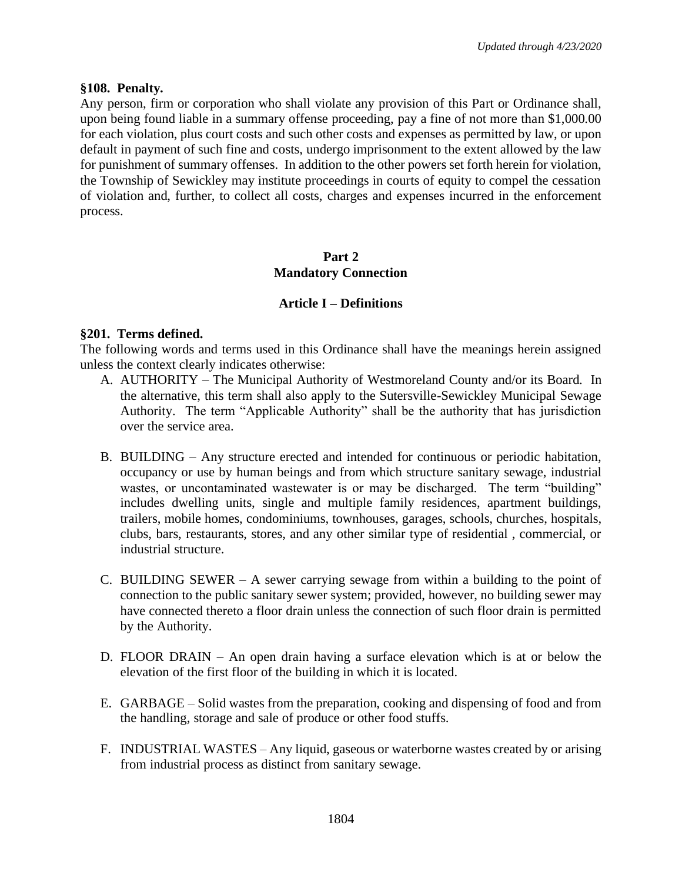### §108. Penalty.

Any person, firm or corporation who shall violate any provision of this Part or Ordinance shall, upon being found liable in a summary offense proceeding, pay a fine of not more than $1,000.00 for each violation, plus court costs and such other costs and expenses as permitted by law, or upon default in payment of such fine and costs, undergo imprisonment to the extent allowed by the law for punishment of summary offenses. In addition to the other powers set forth herein for violation, the Township of Sewickley may institute proceedings in courts of equity to compel the cessation of violation and, further, to collect all costs, charges and expenses incurred in the enforcement process.

## Part 2
## Mandatory Connection

### Article I – Definitions

### §201. Terms defined.

The following words and terms used in this Ordinance shall have the meanings herein assigned unless the context clearly indicates otherwise:

A. AUTHORITY – The Municipal Authority of Westmoreland County and/or its Board. In the alternative, this term shall also apply to the Sutersville-Sewickley Municipal Sewage Authority. The term "Applicable Authority" shall be the authority that has jurisdiction over the service area.

B. BUILDING – Any structure erected and intended for continuous or periodic habitation, occupancy or use by human beings and from which structure sanitary sewage, industrial wastes, or uncontaminated wastewater is or may be discharged. The term "building" includes dwelling units, single and multiple family residences, apartment buildings, trailers, mobile homes, condominiums, townhouses, garages, schools, churches, hospitals, clubs, bars, restaurants, stores, and any other similar type of residential , commercial, or industrial structure.

C. BUILDING SEWER – A sewer carrying sewage from within a building to the point of connection to the public sanitary sewer system; provided, however, no building sewer may have connected thereto a floor drain unless the connection of such floor drain is permitted by the Authority.

D. FLOOR DRAIN – An open drain having a surface elevation which is at or below the elevation of the first floor of the building in which it is located.

E. GARBAGE – Solid wastes from the preparation, cooking and dispensing of food and from the handling, storage and sale of produce or other food stuffs.

F. INDUSTRIAL WASTES – Any liquid, gaseous or waterborne wastes created by or arising from industrial process as distinct from sanitary sewage.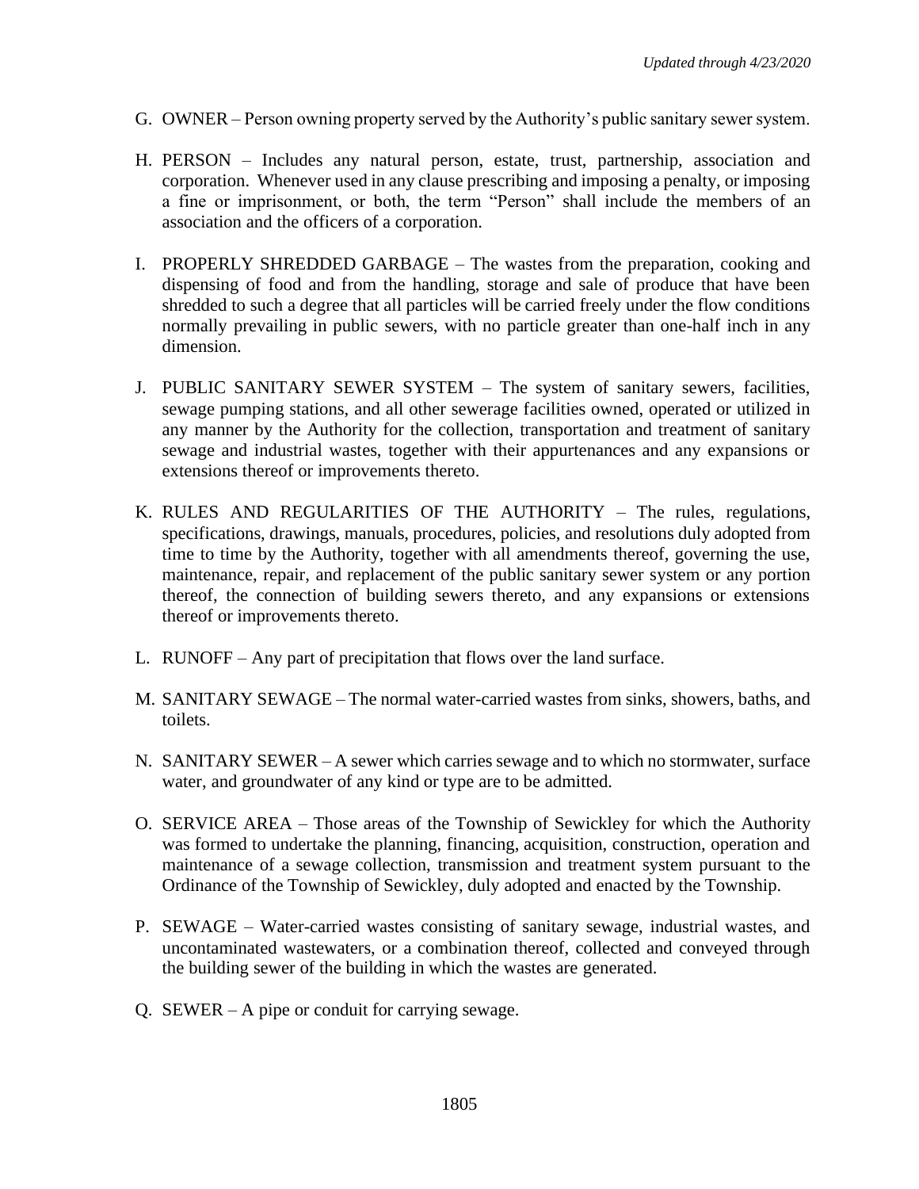G. OWNER – Person owning property served by the Authority's public sanitary sewer system.

H. PERSON – Includes any natural person, estate, trust, partnership, association and corporation. Whenever used in any clause prescribing and imposing a penalty, or imposing a fine or imprisonment, or both, the term "Person" shall include the members of an association and the officers of a corporation.

I. PROPERLY SHREDDED GARBAGE – The wastes from the preparation, cooking and dispensing of food and from the handling, storage and sale of produce that have been shredded to such a degree that all particles will be carried freely under the flow conditions normally prevailing in public sewers, with no particle greater than one-half inch in any dimension.

J. PUBLIC SANITARY SEWER SYSTEM – The system of sanitary sewers, facilities, sewage pumping stations, and all other sewerage facilities owned, operated or utilized in any manner by the Authority for the collection, transportation and treatment of sanitary sewage and industrial wastes, together with their appurtenances and any expansions or extensions thereof or improvements thereto.

K. RULES AND REGULARITIES OF THE AUTHORITY – The rules, regulations, specifications, drawings, manuals, procedures, policies, and resolutions duly adopted from time to time by the Authority, together with all amendments thereof, governing the use, maintenance, repair, and replacement of the public sanitary sewer system or any portion thereof, the connection of building sewers thereto, and any expansions or extensions thereof or improvements thereto.

L. RUNOFF – Any part of precipitation that flows over the land surface.

M. SANITARY SEWAGE – The normal water-carried wastes from sinks, showers, baths, and toilets.

N. SANITARY SEWER – A sewer which carries sewage and to which no stormwater, surface water, and groundwater of any kind or type are to be admitted.

O. SERVICE AREA – Those areas of the Township of Sewickley for which the Authority was formed to undertake the planning, financing, acquisition, construction, operation and maintenance of a sewage collection, transmission and treatment system pursuant to the Ordinance of the Township of Sewickley, duly adopted and enacted by the Township.

P. SEWAGE – Water-carried wastes consisting of sanitary sewage, industrial wastes, and uncontaminated wastewaters, or a combination thereof, collected and conveyed through the building sewer of the building in which the wastes are generated.

Q. SEWER – A pipe or conduit for carrying sewage.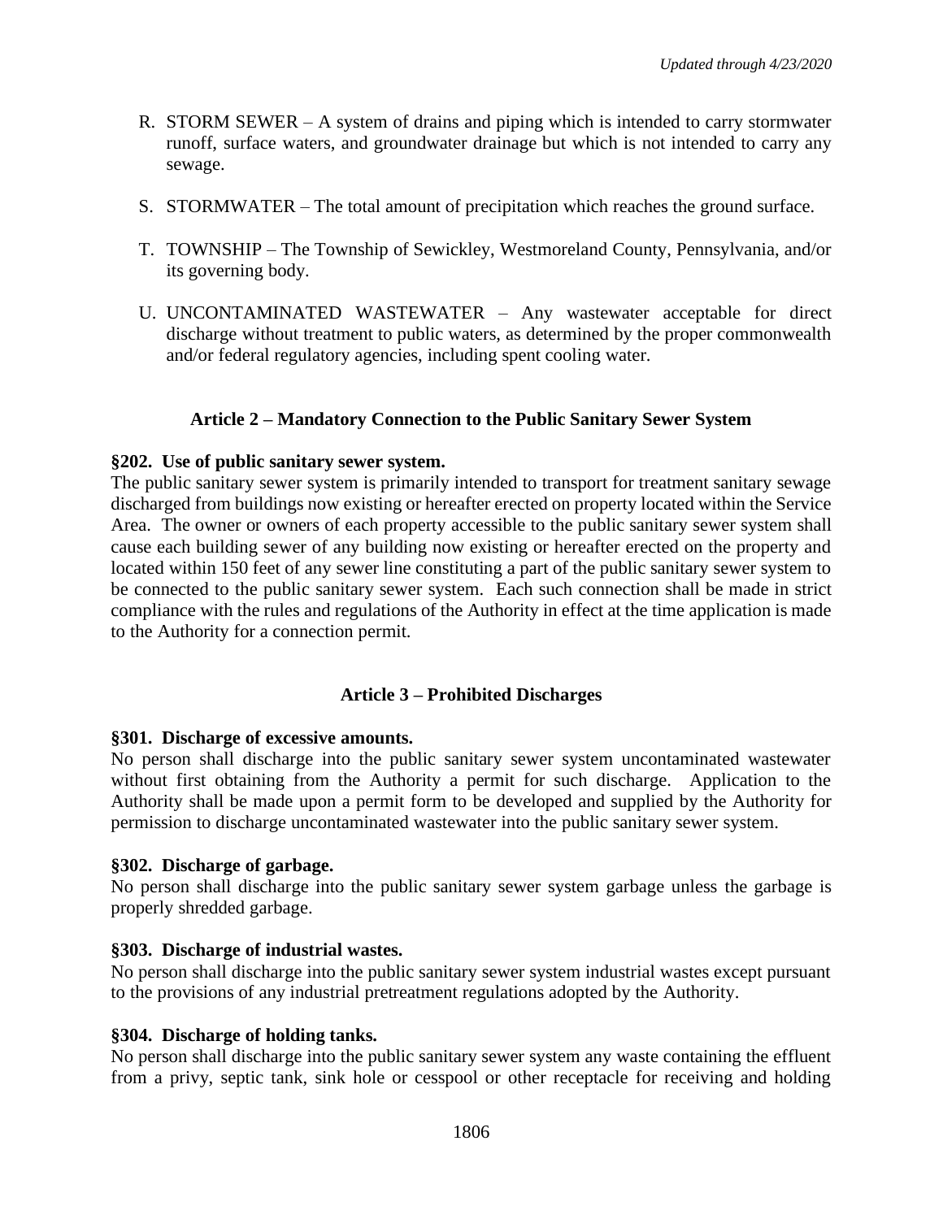R. STORM SEWER – A system of drains and piping which is intended to carry stormwater runoff, surface waters, and groundwater drainage but which is not intended to carry any sewage.

S. STORMWATER – The total amount of precipitation which reaches the ground surface.

T. TOWNSHIP – The Township of Sewickley, Westmoreland County, Pennsylvania, and/or its governing body.

U. UNCONTAMINATED WASTEWATER – Any wastewater acceptable for direct discharge without treatment to public waters, as determined by the proper commonwealth and/or federal regulatory agencies, including spent cooling water.

## Article 2 – Mandatory Connection to the Public Sanitary Sewer System

### §202. Use of public sanitary sewer system.

The public sanitary sewer system is primarily intended to transport for treatment sanitary sewage discharged from buildings now existing or hereafter erected on property located within the Service Area. The owner or owners of each property accessible to the public sanitary sewer system shall cause each building sewer of any building now existing or hereafter erected on the property and located within 150 feet of any sewer line constituting a part of the public sanitary sewer system to be connected to the public sanitary sewer system. Each such connection shall be made in strict compliance with the rules and regulations of the Authority in effect at the time application is made to the Authority for a connection permit.

## Article 3 – Prohibited Discharges

### §301. Discharge of excessive amounts.

No person shall discharge into the public sanitary sewer system uncontaminated wastewater without first obtaining from the Authority a permit for such discharge. Application to the Authority shall be made upon a permit form to be developed and supplied by the Authority for permission to discharge uncontaminated wastewater into the public sanitary sewer system.

### §302. Discharge of garbage.

No person shall discharge into the public sanitary sewer system garbage unless the garbage is properly shredded garbage.

### §303. Discharge of industrial wastes.

No person shall discharge into the public sanitary sewer system industrial wastes except pursuant to the provisions of any industrial pretreatment regulations adopted by the Authority.

### §304. Discharge of holding tanks.

No person shall discharge into the public sanitary sewer system any waste containing the effluent from a privy, septic tank, sink hole or cesspool or other receptacle for receiving and holding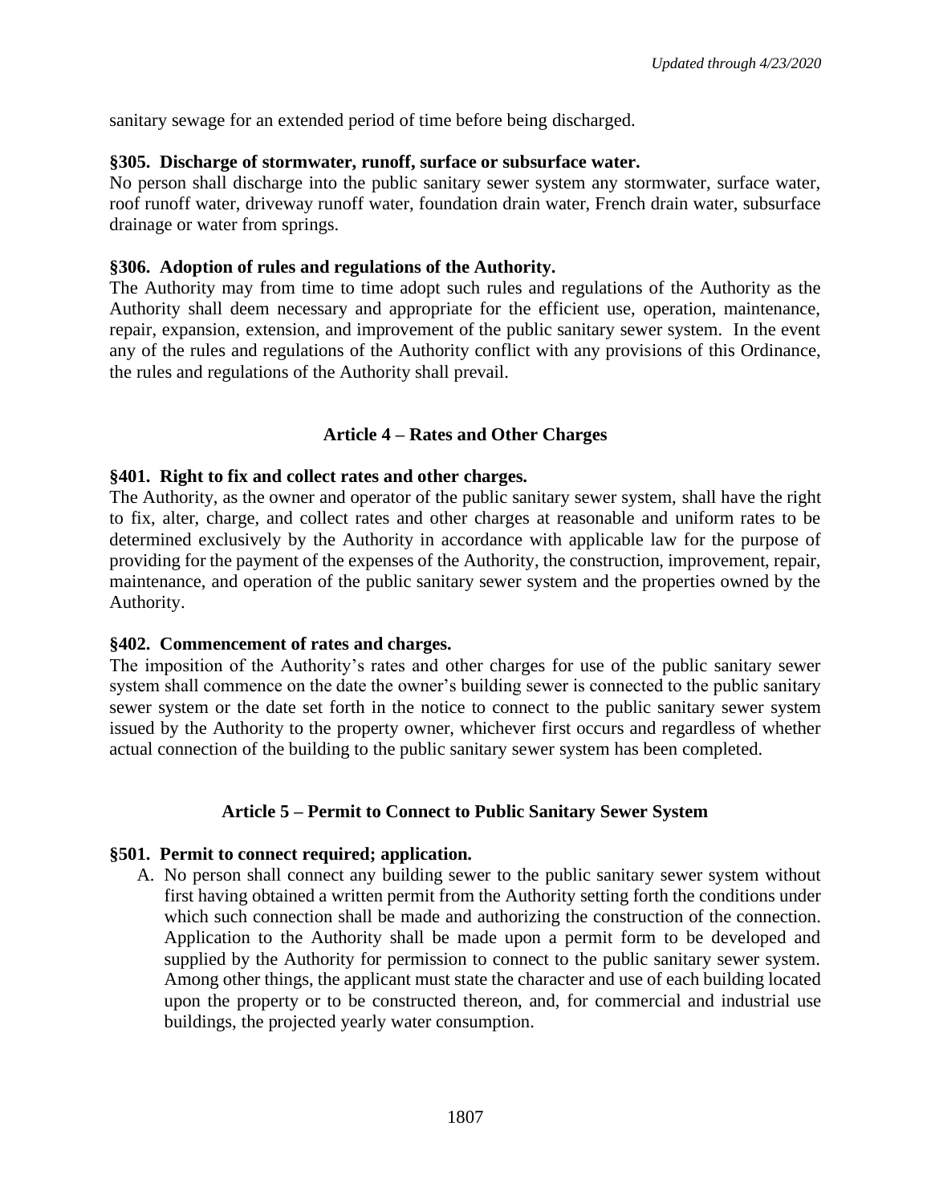sanitary sewage for an extended period of time before being discharged.

**§305. Discharge of stormwater, runoff, surface or subsurface water.**

No person shall discharge into the public sanitary sewer system any stormwater, surface water, roof runoff water, driveway runoff water, foundation drain water, French drain water, subsurface drainage or water from springs.

**§306. Adoption of rules and regulations of the Authority.**

The Authority may from time to time adopt such rules and regulations of the Authority as the Authority shall deem necessary and appropriate for the efficient use, operation, maintenance, repair, expansion, extension, and improvement of the public sanitary sewer system. In the event any of the rules and regulations of the Authority conflict with any provisions of this Ordinance, the rules and regulations of the Authority shall prevail.

## Article 4 – Rates and Other Charges

**§401. Right to fix and collect rates and other charges.**

The Authority, as the owner and operator of the public sanitary sewer system, shall have the right to fix, alter, charge, and collect rates and other charges at reasonable and uniform rates to be determined exclusively by the Authority in accordance with applicable law for the purpose of providing for the payment of the expenses of the Authority, the construction, improvement, repair, maintenance, and operation of the public sanitary sewer system and the properties owned by the Authority.

**§402. Commencement of rates and charges.**

The imposition of the Authority's rates and other charges for use of the public sanitary sewer system shall commence on the date the owner's building sewer is connected to the public sanitary sewer system or the date set forth in the notice to connect to the public sanitary sewer system issued by the Authority to the property owner, whichever first occurs and regardless of whether actual connection of the building to the public sanitary sewer system has been completed.

## Article 5 – Permit to Connect to Public Sanitary Sewer System

**§501. Permit to connect required; application.**

A. No person shall connect any building sewer to the public sanitary sewer system without first having obtained a written permit from the Authority setting forth the conditions under which such connection shall be made and authorizing the construction of the connection. Application to the Authority shall be made upon a permit form to be developed and supplied by the Authority for permission to connect to the public sanitary sewer system. Among other things, the applicant must state the character and use of each building located upon the property or to be constructed thereon, and, for commercial and industrial use buildings, the projected yearly water consumption.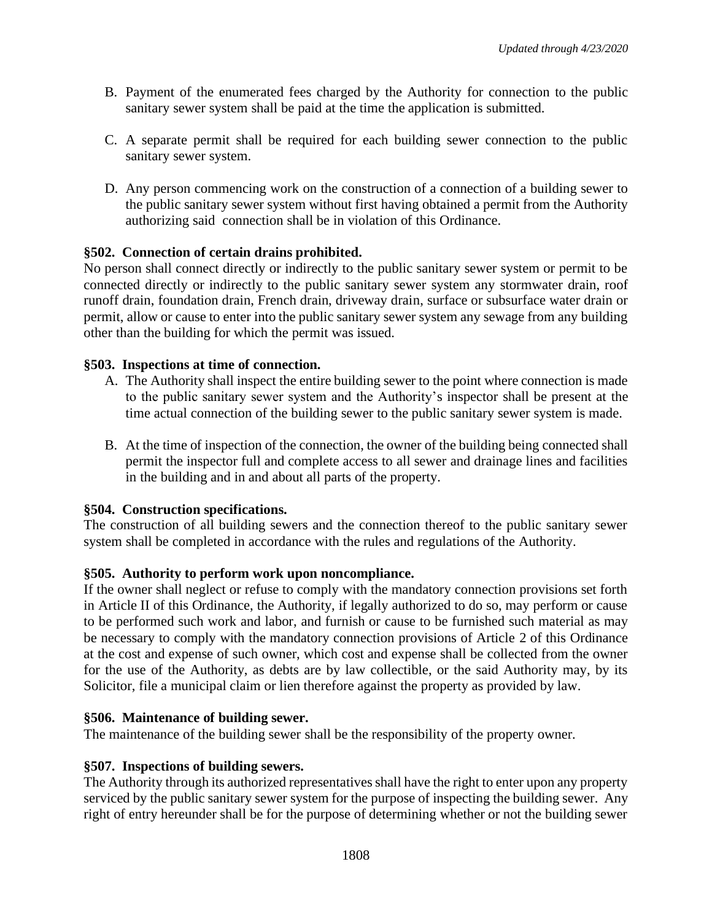B. Payment of the enumerated fees charged by the Authority for connection to the public sanitary sewer system shall be paid at the time the application is submitted.

C. A separate permit shall be required for each building sewer connection to the public sanitary sewer system.

D. Any person commencing work on the construction of a connection of a building sewer to the public sanitary sewer system without first having obtained a permit from the Authority authorizing said connection shall be in violation of this Ordinance.

**§502. Connection of certain drains prohibited.**
No person shall connect directly or indirectly to the public sanitary sewer system or permit to be connected directly or indirectly to the public sanitary sewer system any stormwater drain, roof runoff drain, foundation drain, French drain, driveway drain, surface or subsurface water drain or permit, allow or cause to enter into the public sanitary sewer system any sewage from any building other than the building for which the permit was issued.

**§503. Inspections at time of connection.**

A. The Authority shall inspect the entire building sewer to the point where connection is made to the public sanitary sewer system and the Authority's inspector shall be present at the time actual connection of the building sewer to the public sanitary sewer system is made.

B. At the time of inspection of the connection, the owner of the building being connected shall permit the inspector full and complete access to all sewer and drainage lines and facilities in the building and in and about all parts of the property.

**§504. Construction specifications.**
The construction of all building sewers and the connection thereof to the public sanitary sewer system shall be completed in accordance with the rules and regulations of the Authority.

**§505. Authority to perform work upon noncompliance.**
If the owner shall neglect or refuse to comply with the mandatory connection provisions set forth in Article II of this Ordinance, the Authority, if legally authorized to do so, may perform or cause to be performed such work and labor, and furnish or cause to be furnished such material as may be necessary to comply with the mandatory connection provisions of Article 2 of this Ordinance at the cost and expense of such owner, which cost and expense shall be collected from the owner for the use of the Authority, as debts are by law collectible, or the said Authority may, by its Solicitor, file a municipal claim or lien therefore against the property as provided by law.

**§506. Maintenance of building sewer.**
The maintenance of the building sewer shall be the responsibility of the property owner.

**§507. Inspections of building sewers.**
The Authority through its authorized representatives shall have the right to enter upon any property serviced by the public sanitary sewer system for the purpose of inspecting the building sewer. Any right of entry hereunder shall be for the purpose of determining whether or not the building sewer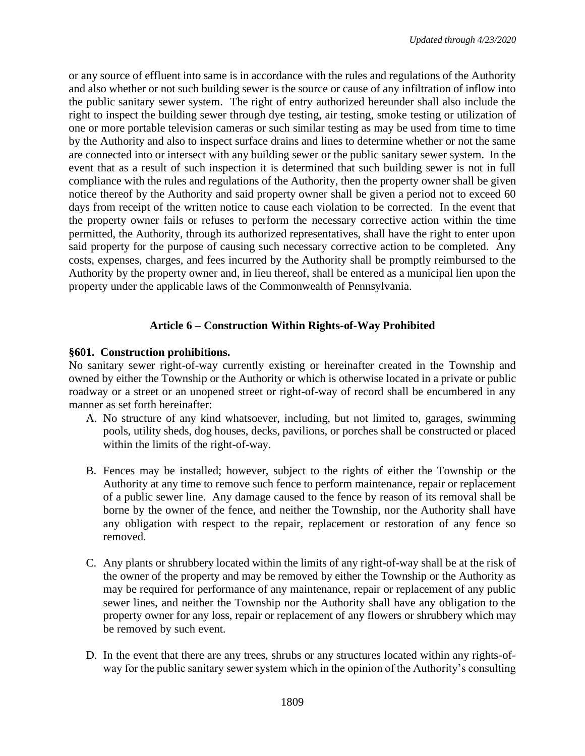or any source of effluent into same is in accordance with the rules and regulations of the Authority and also whether or not such building sewer is the source or cause of any infiltration of inflow into the public sanitary sewer system. The right of entry authorized hereunder shall also include the right to inspect the building sewer through dye testing, air testing, smoke testing or utilization of one or more portable television cameras or such similar testing as may be used from time to time by the Authority and also to inspect surface drains and lines to determine whether or not the same are connected into or intersect with any building sewer or the public sanitary sewer system. In the event that as a result of such inspection it is determined that such building sewer is not in full compliance with the rules and regulations of the Authority, then the property owner shall be given notice thereof by the Authority and said property owner shall be given a period not to exceed 60 days from receipt of the written notice to cause each violation to be corrected. In the event that the property owner fails or refuses to perform the necessary corrective action within the time permitted, the Authority, through its authorized representatives, shall have the right to enter upon said property for the purpose of causing such necessary corrective action to be completed. Any costs, expenses, charges, and fees incurred by the Authority shall be promptly reimbursed to the Authority by the property owner and, in lieu thereof, shall be entered as a municipal lien upon the property under the applicable laws of the Commonwealth of Pennsylvania.

## Article 6 – Construction Within Rights-of-Way Prohibited

**§601. Construction prohibitions.**

No sanitary sewer right-of-way currently existing or hereinafter created in the Township and owned by either the Township or the Authority or which is otherwise located in a private or public roadway or a street or an unopened street or right-of-way of record shall be encumbered in any manner as set forth hereinafter:

A. No structure of any kind whatsoever, including, but not limited to, garages, swimming pools, utility sheds, dog houses, decks, pavilions, or porches shall be constructed or placed within the limits of the right-of-way.

B. Fences may be installed; however, subject to the rights of either the Township or the Authority at any time to remove such fence to perform maintenance, repair or replacement of a public sewer line. Any damage caused to the fence by reason of its removal shall be borne by the owner of the fence, and neither the Township, nor the Authority shall have any obligation with respect to the repair, replacement or restoration of any fence so removed.

C. Any plants or shrubbery located within the limits of any right-of-way shall be at the risk of the owner of the property and may be removed by either the Township or the Authority as may be required for performance of any maintenance, repair or replacement of any public sewer lines, and neither the Township nor the Authority shall have any obligation to the property owner for any loss, repair or replacement of any flowers or shrubbery which may be removed by such event.

D. In the event that there are any trees, shrubs or any structures located within any rights-of-way for the public sanitary sewer system which in the opinion of the Authority's consulting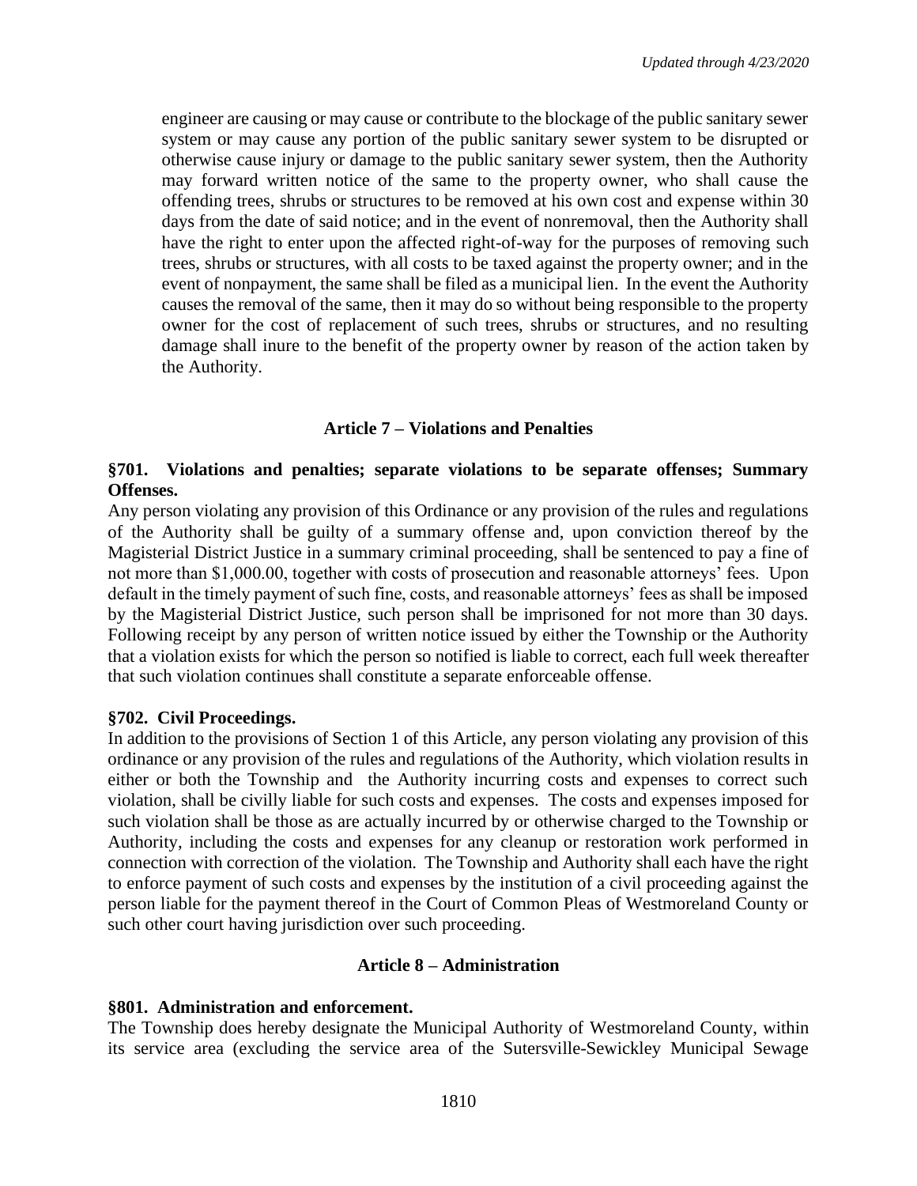engineer are causing or may cause or contribute to the blockage of the public sanitary sewer system or may cause any portion of the public sanitary sewer system to be disrupted or otherwise cause injury or damage to the public sanitary sewer system, then the Authority may forward written notice of the same to the property owner, who shall cause the offending trees, shrubs or structures to be removed at his own cost and expense within 30 days from the date of said notice; and in the event of nonremoval, then the Authority shall have the right to enter upon the affected right-of-way for the purposes of removing such trees, shrubs or structures, with all costs to be taxed against the property owner; and in the event of nonpayment, the same shall be filed as a municipal lien. In the event the Authority causes the removal of the same, then it may do so without being responsible to the property owner for the cost of replacement of such trees, shrubs or structures, and no resulting damage shall inure to the benefit of the property owner by reason of the action taken by the Authority.

## Article 7 – Violations and Penalties

### §701. Violations and penalties; separate violations to be separate offenses; Summary Offenses.

Any person violating any provision of this Ordinance or any provision of the rules and regulations of the Authority shall be guilty of a summary offense and, upon conviction thereof by the Magisterial District Justice in a summary criminal proceeding, shall be sentenced to pay a fine of not more than $1,000.00, together with costs of prosecution and reasonable attorneys' fees. Upon default in the timely payment of such fine, costs, and reasonable attorneys' fees as shall be imposed by the Magisterial District Justice, such person shall be imprisoned for not more than 30 days. Following receipt by any person of written notice issued by either the Township or the Authority that a violation exists for which the person so notified is liable to correct, each full week thereafter that such violation continues shall constitute a separate enforceable offense.

### §702. Civil Proceedings.

In addition to the provisions of Section 1 of this Article, any person violating any provision of this ordinance or any provision of the rules and regulations of the Authority, which violation results in either or both the Township and the Authority incurring costs and expenses to correct such violation, shall be civilly liable for such costs and expenses. The costs and expenses imposed for such violation shall be those as are actually incurred by or otherwise charged to the Township or Authority, including the costs and expenses for any cleanup or restoration work performed in connection with correction of the violation. The Township and Authority shall each have the right to enforce payment of such costs and expenses by the institution of a civil proceeding against the person liable for the payment thereof in the Court of Common Pleas of Westmoreland County or such other court having jurisdiction over such proceeding.

## Article 8 – Administration

### §801. Administration and enforcement.

The Township does hereby designate the Municipal Authority of Westmoreland County, within its service area (excluding the service area of the Sutersville-Sewickley Municipal Sewage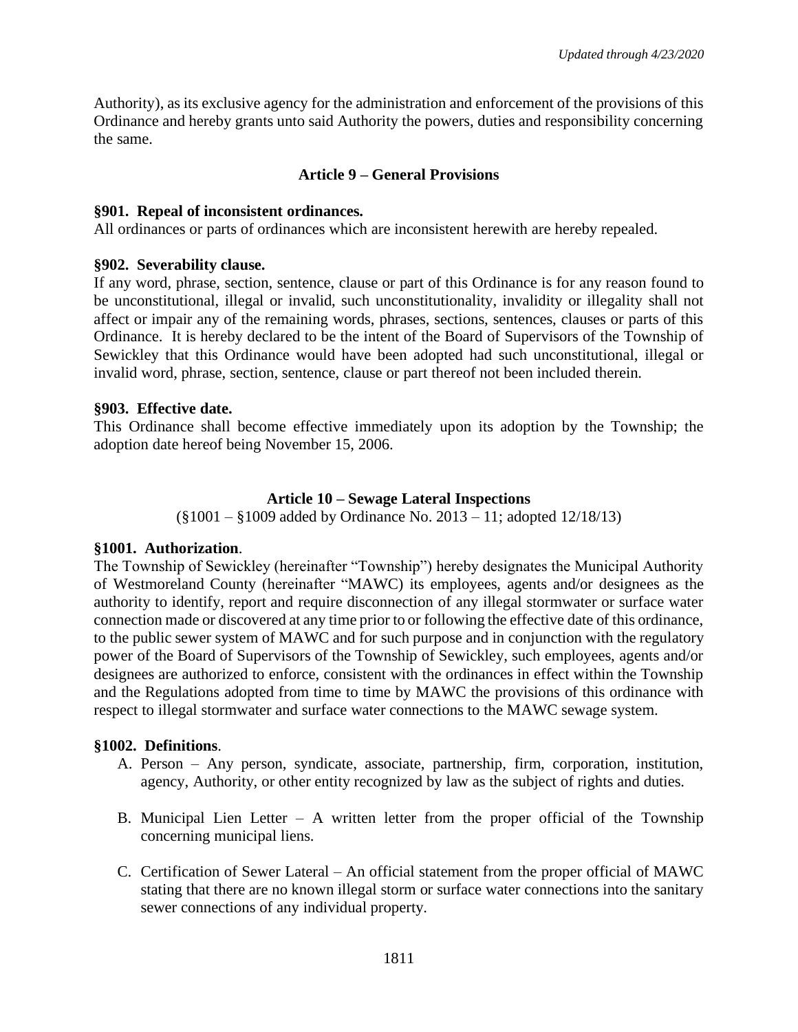Authority), as its exclusive agency for the administration and enforcement of the provisions of this Ordinance and hereby grants unto said Authority the powers, duties and responsibility concerning the same.

## Article 9 – General Provisions

**§901. Repeal of inconsistent ordinances.**
All ordinances or parts of ordinances which are inconsistent herewith are hereby repealed.

**§902. Severability clause.**
If any word, phrase, section, sentence, clause or part of this Ordinance is for any reason found to be unconstitutional, illegal or invalid, such unconstitutionality, invalidity or illegality shall not affect or impair any of the remaining words, phrases, sections, sentences, clauses or parts of this Ordinance. It is hereby declared to be the intent of the Board of Supervisors of the Township of Sewickley that this Ordinance would have been adopted had such unconstitutional, illegal or invalid word, phrase, section, sentence, clause or part thereof not been included therein.

**§903. Effective date.**
This Ordinance shall become effective immediately upon its adoption by the Township; the adoption date hereof being November 15, 2006.

## Article 10 – Sewage Lateral Inspections

(§1001 – §1009 added by Ordinance No. 2013 – 11; adopted 12/18/13)

**§1001. Authorization.**
The Township of Sewickley (hereinafter "Township") hereby designates the Municipal Authority of Westmoreland County (hereinafter "MAWC) its employees, agents and/or designees as the authority to identify, report and require disconnection of any illegal stormwater or surface water connection made or discovered at any time prior to or following the effective date of this ordinance, to the public sewer system of MAWC and for such purpose and in conjunction with the regulatory power of the Board of Supervisors of the Township of Sewickley, such employees, agents and/or designees are authorized to enforce, consistent with the ordinances in effect within the Township and the Regulations adopted from time to time by MAWC the provisions of this ordinance with respect to illegal stormwater and surface water connections to the MAWC sewage system.

**§1002. Definitions.**

A. Person – Any person, syndicate, associate, partnership, firm, corporation, institution, agency, Authority, or other entity recognized by law as the subject of rights and duties.

B. Municipal Lien Letter – A written letter from the proper official of the Township concerning municipal liens.

C. Certification of Sewer Lateral – An official statement from the proper official of MAWC stating that there are no known illegal storm or surface water connections into the sanitary sewer connections of any individual property.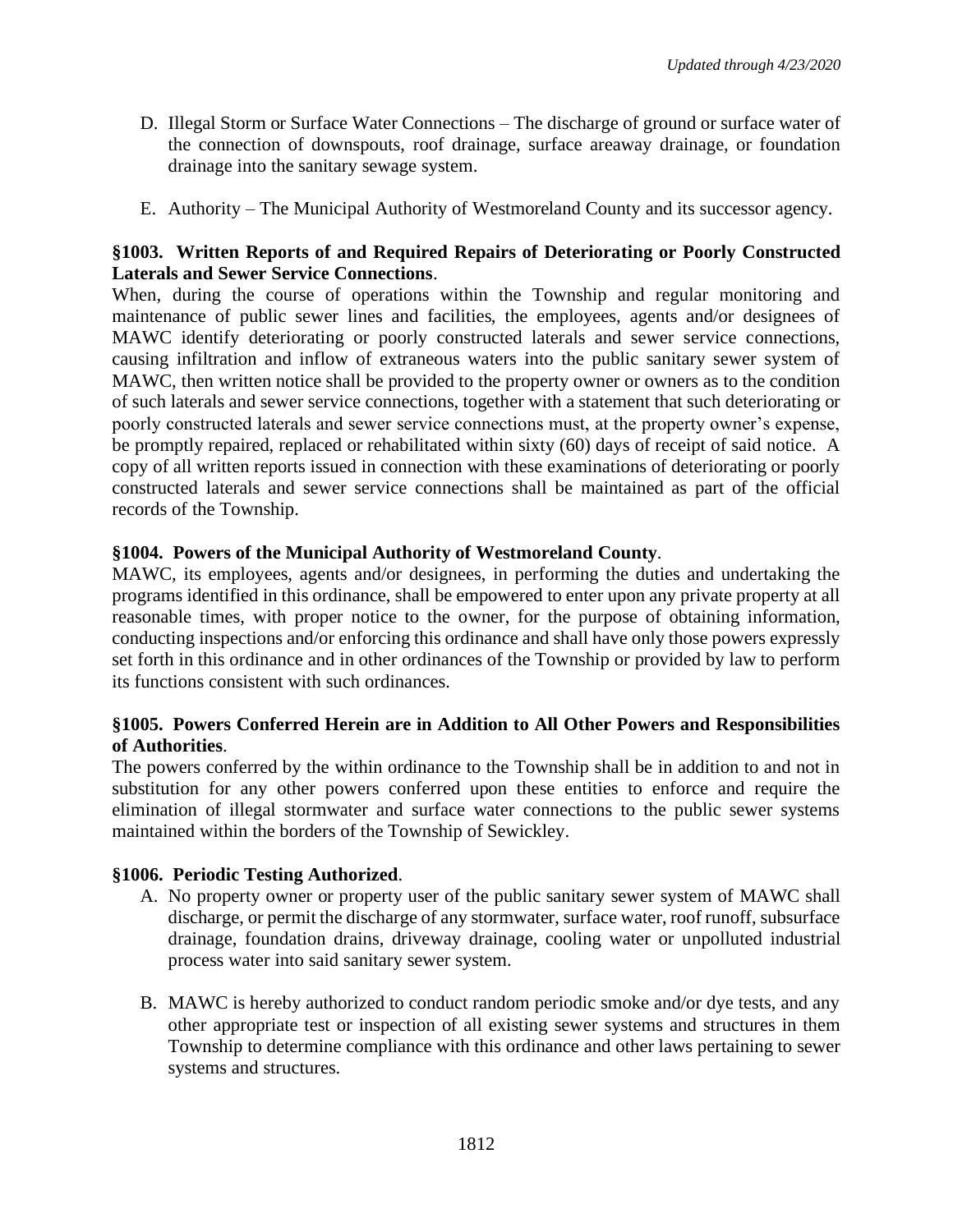D. Illegal Storm or Surface Water Connections – The discharge of ground or surface water of the connection of downspouts, roof drainage, surface areaway drainage, or foundation drainage into the sanitary sewage system.

E. Authority – The Municipal Authority of Westmoreland County and its successor agency.

**§1003. Written Reports of and Required Repairs of Deteriorating or Poorly Constructed Laterals and Sewer Service Connections**.

When, during the course of operations within the Township and regular monitoring and maintenance of public sewer lines and facilities, the employees, agents and/or designees of MAWC identify deteriorating or poorly constructed laterals and sewer service connections, causing infiltration and inflow of extraneous waters into the public sanitary sewer system of MAWC, then written notice shall be provided to the property owner or owners as to the condition of such laterals and sewer service connections, together with a statement that such deteriorating or poorly constructed laterals and sewer service connections must, at the property owner's expense, be promptly repaired, replaced or rehabilitated within sixty (60) days of receipt of said notice. A copy of all written reports issued in connection with these examinations of deteriorating or poorly constructed laterals and sewer service connections shall be maintained as part of the official records of the Township.

**§1004. Powers of the Municipal Authority of Westmoreland County**.

MAWC, its employees, agents and/or designees, in performing the duties and undertaking the programs identified in this ordinance, shall be empowered to enter upon any private property at all reasonable times, with proper notice to the owner, for the purpose of obtaining information, conducting inspections and/or enforcing this ordinance and shall have only those powers expressly set forth in this ordinance and in other ordinances of the Township or provided by law to perform its functions consistent with such ordinances.

**§1005. Powers Conferred Herein are in Addition to All Other Powers and Responsibilities of Authorities**.

The powers conferred by the within ordinance to the Township shall be in addition to and not in substitution for any other powers conferred upon these entities to enforce and require the elimination of illegal stormwater and surface water connections to the public sewer systems maintained within the borders of the Township of Sewickley.

**§1006. Periodic Testing Authorized**.

A. No property owner or property user of the public sanitary sewer system of MAWC shall discharge, or permit the discharge of any stormwater, surface water, roof runoff, subsurface drainage, foundation drains, driveway drainage, cooling water or unpolluted industrial process water into said sanitary sewer system.

B. MAWC is hereby authorized to conduct random periodic smoke and/or dye tests, and any other appropriate test or inspection of all existing sewer systems and structures in them Township to determine compliance with this ordinance and other laws pertaining to sewer systems and structures.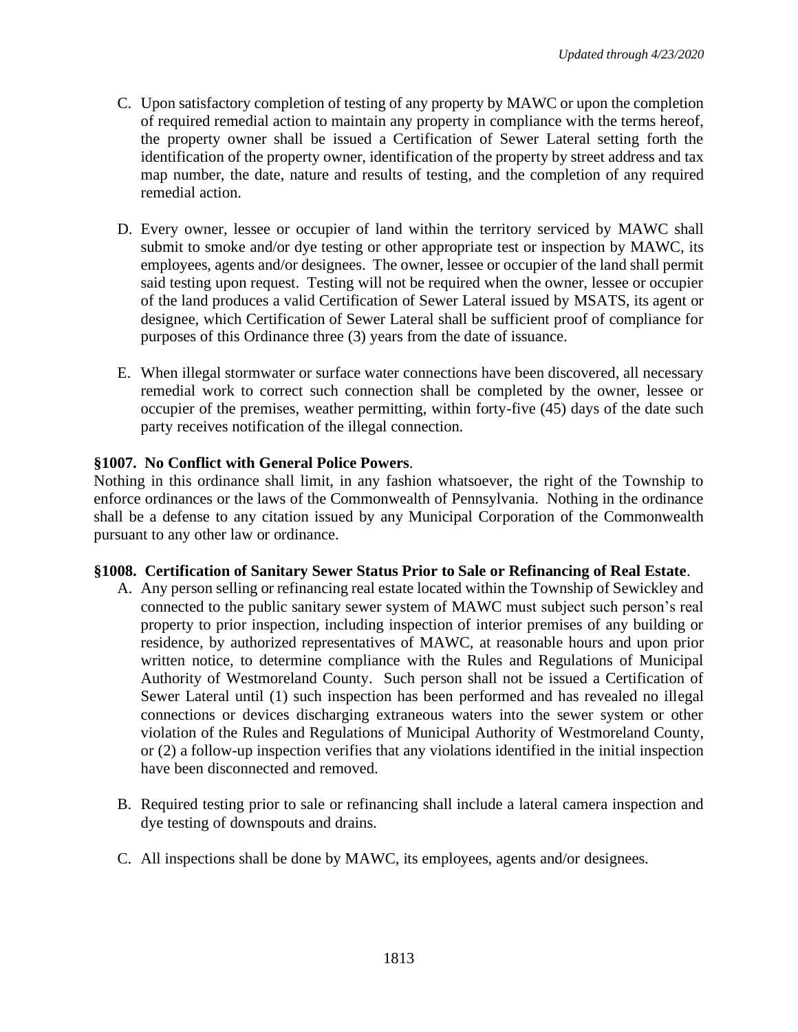C. Upon satisfactory completion of testing of any property by MAWC or upon the completion of required remedial action to maintain any property in compliance with the terms hereof, the property owner shall be issued a Certification of Sewer Lateral setting forth the identification of the property owner, identification of the property by street address and tax map number, the date, nature and results of testing, and the completion of any required remedial action.

D. Every owner, lessee or occupier of land within the territory serviced by MAWC shall submit to smoke and/or dye testing or other appropriate test or inspection by MAWC, its employees, agents and/or designees. The owner, lessee or occupier of the land shall permit said testing upon request. Testing will not be required when the owner, lessee or occupier of the land produces a valid Certification of Sewer Lateral issued by MSATS, its agent or designee, which Certification of Sewer Lateral shall be sufficient proof of compliance for purposes of this Ordinance three (3) years from the date of issuance.

E. When illegal stormwater or surface water connections have been discovered, all necessary remedial work to correct such connection shall be completed by the owner, lessee or occupier of the premises, weather permitting, within forty-five (45) days of the date such party receives notification of the illegal connection.

**§1007. No Conflict with General Police Powers**.

Nothing in this ordinance shall limit, in any fashion whatsoever, the right of the Township to enforce ordinances or the laws of the Commonwealth of Pennsylvania. Nothing in the ordinance shall be a defense to any citation issued by any Municipal Corporation of the Commonwealth pursuant to any other law or ordinance.

**§1008. Certification of Sanitary Sewer Status Prior to Sale or Refinancing of Real Estate**.

A. Any person selling or refinancing real estate located within the Township of Sewickley and connected to the public sanitary sewer system of MAWC must subject such person's real property to prior inspection, including inspection of interior premises of any building or residence, by authorized representatives of MAWC, at reasonable hours and upon prior written notice, to determine compliance with the Rules and Regulations of Municipal Authority of Westmoreland County. Such person shall not be issued a Certification of Sewer Lateral until (1) such inspection has been performed and has revealed no illegal connections or devices discharging extraneous waters into the sewer system or other violation of the Rules and Regulations of Municipal Authority of Westmoreland County, or (2) a follow-up inspection verifies that any violations identified in the initial inspection have been disconnected and removed.

B. Required testing prior to sale or refinancing shall include a lateral camera inspection and dye testing of downspouts and drains.

C. All inspections shall be done by MAWC, its employees, agents and/or designees.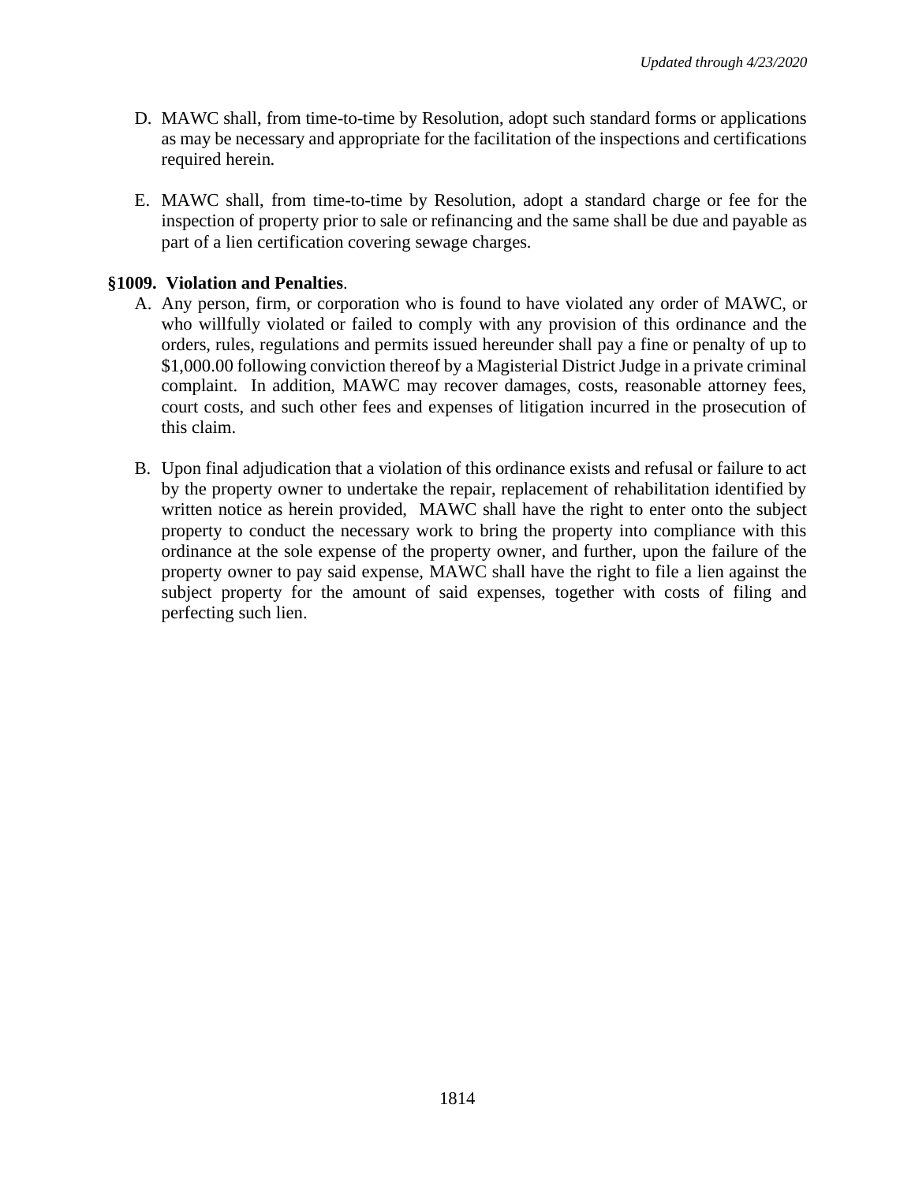D. MAWC shall, from time-to-time by Resolution, adopt such standard forms or applications as may be necessary and appropriate for the facilitation of the inspections and certifications required herein.

E. MAWC shall, from time-to-time by Resolution, adopt a standard charge or fee for the inspection of property prior to sale or refinancing and the same shall be due and payable as part of a lien certification covering sewage charges.

**§1009. Violation and Penalties**.

A. Any person, firm, or corporation who is found to have violated any order of MAWC, or who willfully violated or failed to comply with any provision of this ordinance and the orders, rules, regulations and permits issued hereunder shall pay a fine or penalty of up to $1,000.00 following conviction thereof by a Magisterial District Judge in a private criminal complaint. In addition, MAWC may recover damages, costs, reasonable attorney fees, court costs, and such other fees and expenses of litigation incurred in the prosecution of this claim.

B. Upon final adjudication that a violation of this ordinance exists and refusal or failure to act by the property owner to undertake the repair, replacement of rehabilitation identified by written notice as herein provided, MAWC shall have the right to enter onto the subject property to conduct the necessary work to bring the property into compliance with this ordinance at the sole expense of the property owner, and further, upon the failure of the property owner to pay said expense, MAWC shall have the right to file a lien against the subject property for the amount of said expenses, together with costs of filing and perfecting such lien.